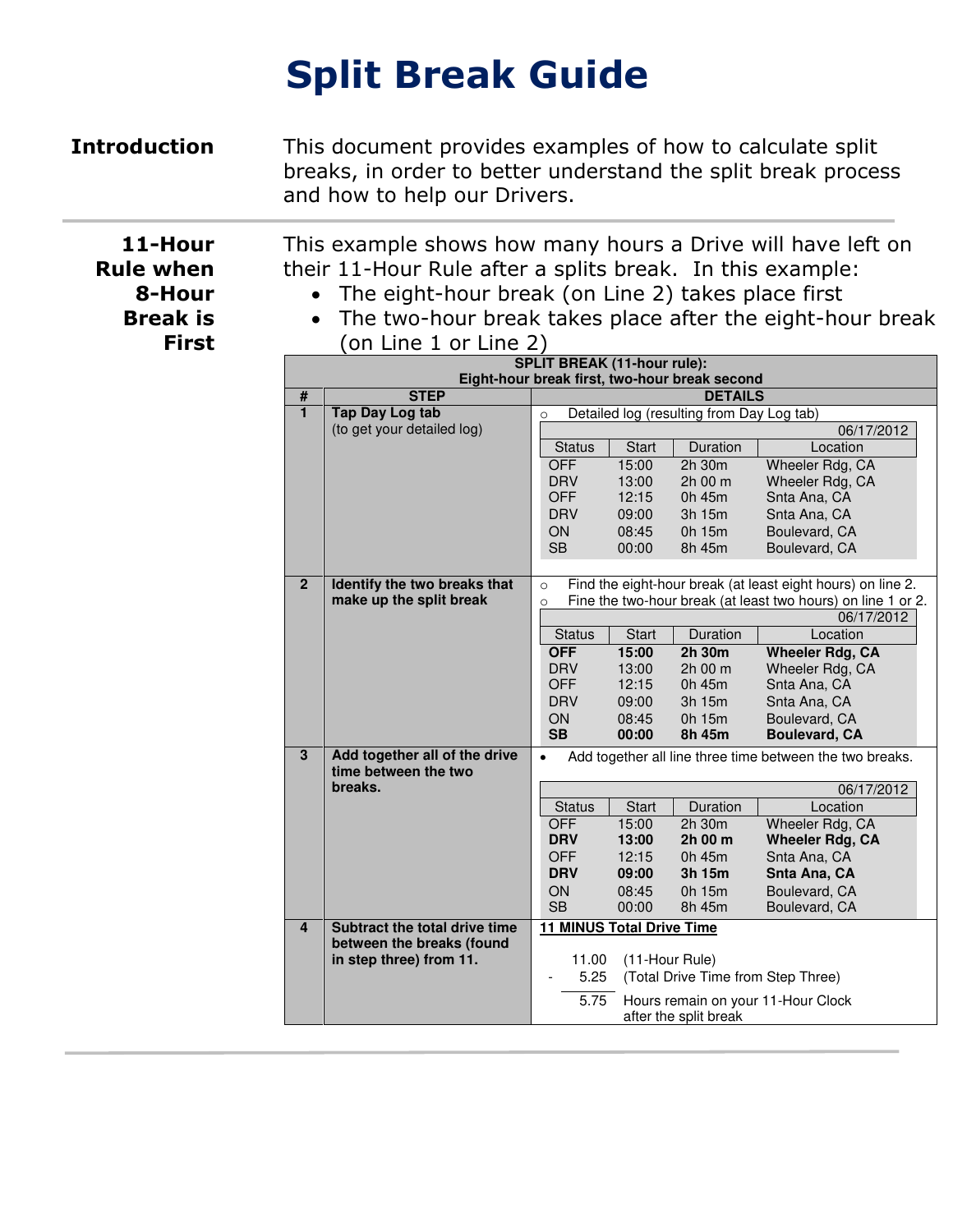# Split Break Guide

**Introduction**

This document provides examples of how to calculate split breaks, in order to better understand the split break process and how to help our Drivers.

## 11-Hour Rule when 8-Hour Break is First

This example shows how many hours a Drive will have left on their 11-Hour Rule after a splits break. In this example:

- The eight-hour break (on Line 2) takes place first
- The two-hour break takes place after the eight-hour break (on Line 1 or Line 2)

**SPLIT BREAK (11-hour rule): Eight-hour break first, two-hour break second**

| # | STEP | DETAILS |
|---|---|---|
| 1 | **Tap Day Log tab** (to get your detailed log) | ○ Detailed log (resulting from Day Log tab) |
| 2 | **Identify the two breaks that make up the split break** | ○ Find the eight-hour break (at least eight hours) on line 2.<br>○ Fine the two-hour break (at least two hours) on line 1 or 2. |
| 3 | **Add together all of the drive time between the two breaks.** | • Add together all line three time between the two breaks. |
| 4 | **Subtract the total drive time between the breaks (found in step three) from 11.** | **11 MINUS Total Drive Time** |

**Step 1** — 06/17/2012

| Status | Start | Duration | Location |
|---|---|---|---|
| OFF | 15:00 | 2h 30m | Wheeler Rdg, CA |
| DRV | 13:00 | 2h 00 m | Wheeler Rdg, CA |
| OFF | 12:15 | 0h 45m | Snta Ana, CA |
| DRV | 09:00 | 3h 15m | Snta Ana, CA |
| ON | 08:45 | 0h 15m | Boulevard, CA |
| SB | 00:00 | 8h 45m | Boulevard, CA |

**Step 2** — 06/17/2012

| Status | Start | Duration | Location |
|---|---|---|---|
| **OFF** | **15:00** | **2h 30m** | **Wheeler Rdg, CA** |
| DRV | 13:00 | 2h 00 m | Wheeler Rdg, CA |
| OFF | 12:15 | 0h 45m | Snta Ana, CA |
| DRV | 09:00 | 3h 15m | Snta Ana, CA |
| ON | 08:45 | 0h 15m | Boulevard, CA |
| **SB** | **00:00** | **8h 45m** | **Boulevard, CA** |

**Step 3** — 06/17/2012

| Status | Start | Duration | Location |
|---|---|---|---|
| OFF | 15:00 | 2h 30m | Wheeler Rdg, CA |
| **DRV** | **13:00** | **2h 00 m** | **Wheeler Rdg, CA** |
| OFF | 12:15 | 0h 45m | Snta Ana, CA |
| **DRV** | **09:00** | **3h 15m** | **Snta Ana, CA** |
| ON | 08:45 | 0h 15m | Boulevard, CA |
| SB | 00:00 | 8h 45m | Boulevard, CA |

**Step 4**

```
   11.00   (11-Hour Rule)
-   5.25   (Total Drive Time from Step Three)
   -----
    5.75   Hours remain on your 11-Hour Clock
           after the split break
```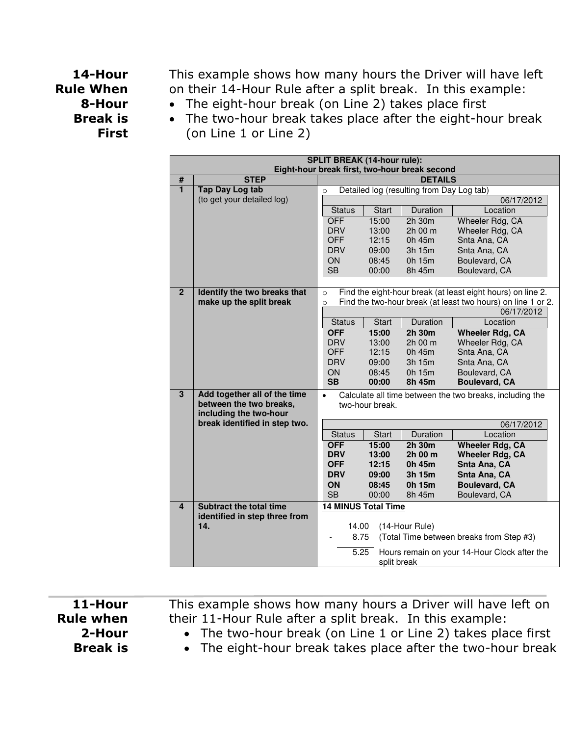## 14-Hour Rule When 8-Hour Break is First

This example shows how many hours the Driver will have left on their 14-Hour Rule after a split break. In this example:

- The eight-hour break (on Line 2) takes place first
- The two-hour break takes place after the eight-hour break (on Line 1 or Line 2)

**SPLIT BREAK (14-hour rule): Eight-hour break first, two-hour break second**

| # | STEP | DETAILS |
|---|---|---|
| 1 | **Tap Day Log tab** (to get your detailed log) | ○ Detailed log (resulting from Day Log tab) |

06/17/2012

| Status | Start | Duration | Location |
|---|---|---|---|
| OFF | 15:00 | 2h 30m | Wheeler Rdg, CA |
| DRV | 13:00 | 2h 00 m | Wheeler Rdg, CA |
| OFF | 12:15 | 0h 45m | Snta Ana, CA |
| DRV | 09:00 | 3h 15m | Snta Ana, CA |
| ON | 08:45 | 0h 15m | Boulevard, CA |
| SB | 00:00 | 8h 45m | Boulevard, CA |

| # | STEP | DETAILS |
|---|---|---|
| 2 | **Identify the two breaks that make up the split break** | ○ Find the eight-hour break (at least eight hours) on line 2.<br>○ Find the two-hour break (at least two hours) on line 1 or 2. |

06/17/2012

| Status | Start | Duration | Location |
|---|---|---|---|
| **OFF** | **15:00** | **2h 30m** | **Wheeler Rdg, CA** |
| DRV | 13:00 | 2h 00 m | Wheeler Rdg, CA |
| OFF | 12:15 | 0h 45m | Snta Ana, CA |
| DRV | 09:00 | 3h 15m | Snta Ana, CA |
| ON | 08:45 | 0h 15m | Boulevard, CA |
| **SB** | **00:00** | **8h 45m** | **Boulevard, CA** |

| # | STEP | DETAILS |
|---|---|---|
| 3 | **Add together all of the time between the two breaks, including the two-hour break identified in step two.** | • Calculate all time between the two breaks, including the two-hour break. |

06/17/2012

| Status | Start | Duration | Location |
|---|---|---|---|
| **OFF** | **15:00** | **2h 30m** | **Wheeler Rdg, CA** |
| **DRV** | **13:00** | **2h 00 m** | **Wheeler Rdg, CA** |
| **OFF** | **12:15** | **0h 45m** | **Snta Ana, CA** |
| **DRV** | **09:00** | **3h 15m** | **Snta Ana, CA** |
| **ON** | **08:45** | **0h 15m** | **Boulevard, CA** |
| SB | 00:00 | 8h 45m | Boulevard, CA |

| # | STEP | DETAILS |
|---|---|---|
| 4 | **Subtract the total time identified in step three from 14.** | **14 MINUS Total Time** |

| | | |
|---|---|---|
| | 14.00 | (14-Hour Rule) |
| - | 8.75 | (Total Time between breaks from Step #3) |
| | 5.25 | Hours remain on your 14-Hour Clock after the split break |

## 11-Hour Rule when 2-Hour Break is

This example shows how many hours a Driver will have left on their 11-Hour Rule after a split break. In this example:

- The two-hour break (on Line 1 or Line 2) takes place first
- The eight-hour break takes place after the two-hour break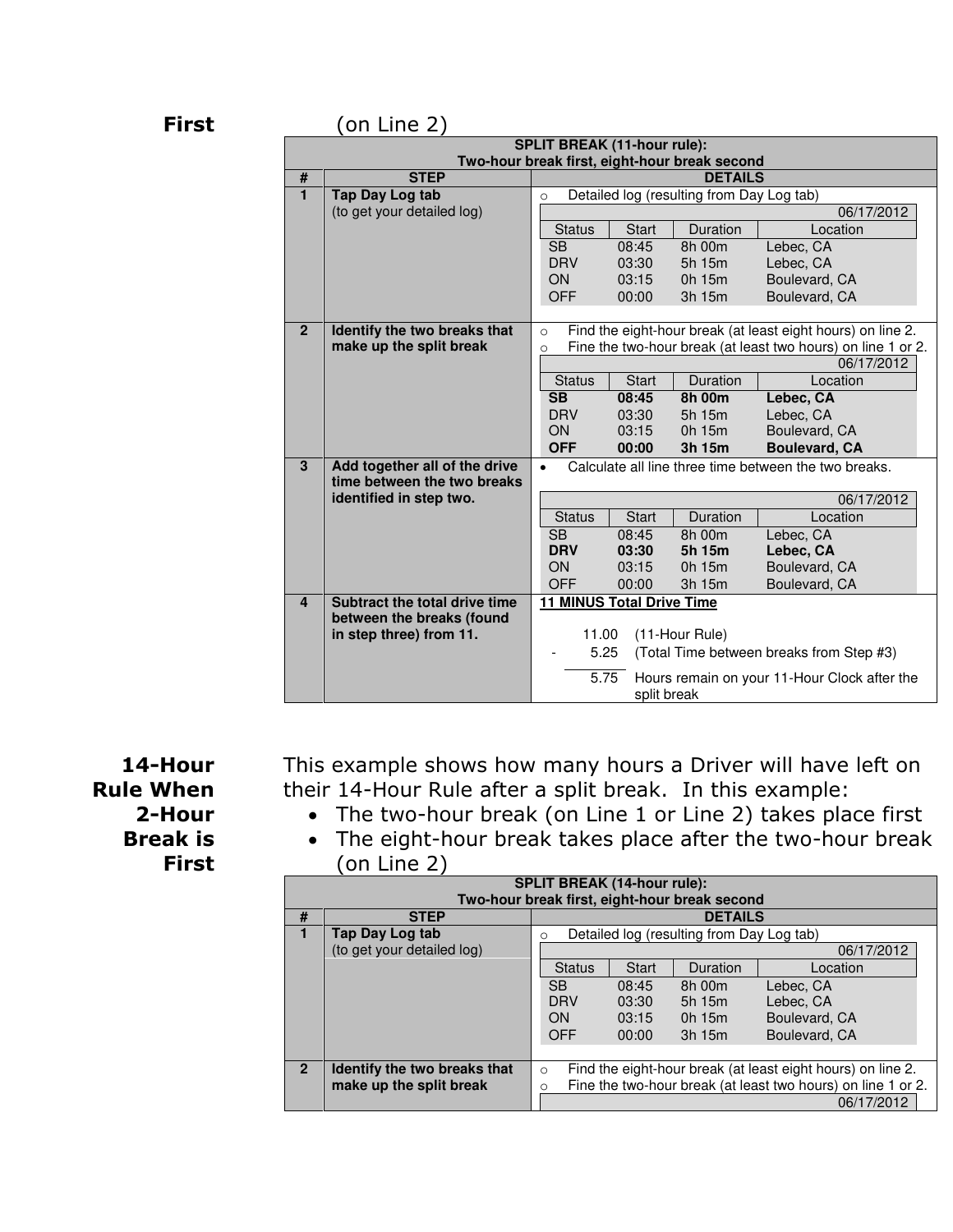**First** (on Line 2)

| SPLIT BREAK (11-hour rule): Two-hour break first, eight-hour break second | | |
|---|---|---|
| # | STEP | DETAILS |
| 1 | **Tap Day Log tab** (to get your detailed log) | ○ Detailed log (resulting from Day Log tab)<br>06/17/2012<br>Status / Start / Duration / Location<br>SB / 08:45 / 8h 00m / Lebec, CA<br>DRV / 03:30 / 5h 15m / Lebec, CA<br>ON / 03:15 / 0h 15m / Boulevard, CA<br>OFF / 00:00 / 3h 15m / Boulevard, CA |
| 2 | **Identify the two breaks that make up the split break** | ○ Find the eight-hour break (at least eight hours) on line 2.<br>○ Fine the two-hour break (at least two hours) on line 1 or 2.<br>06/17/2012<br>Status / Start / Duration / Location<br>**SB / 08:45 / 8h 00m / Lebec, CA**<br>DRV / 03:30 / 5h 15m / Lebec, CA<br>ON / 03:15 / 0h 15m / Boulevard, CA<br>**OFF / 00:00 / 3h 15m / Boulevard, CA** |
| 3 | **Add together all of the drive time between the two breaks identified in step two.** | • Calculate all line three time between the two breaks.<br>06/17/2012<br>Status / Start / Duration / Location<br>SB / 08:45 / 8h 00m / Lebec, CA<br>**DRV / 03:30 / 5h 15m / Lebec, CA**<br>ON / 03:15 / 0h 15m / Boulevard, CA<br>OFF / 00:00 / 3h 15m / Boulevard, CA |
| 4 | **Subtract the total drive time between the breaks (found in step three) from 11.** | **11 MINUS Total Drive Time**<br>11.00 (11-Hour Rule)<br>- 5.25 (Total Time between breaks from Step #3)<br>5.75 Hours remain on your 11-Hour Clock after the split break |

## 14-Hour Rule When 2-Hour Break is First

This example shows how many hours a Driver will have left on their 14-Hour Rule after a split break. In this example:

- The two-hour break (on Line 1 or Line 2) takes place first
- The eight-hour break takes place after the two-hour break (on Line 2)

| SPLIT BREAK (14-hour rule): Two-hour break first, eight-hour break second | | |
|---|---|---|
| # | STEP | DETAILS |
| 1 | **Tap Day Log tab** (to get your detailed log) | ○ Detailed log (resulting from Day Log tab)<br>06/17/2012<br>Status / Start / Duration / Location<br>SB / 08:45 / 8h 00m / Lebec, CA<br>DRV / 03:30 / 5h 15m / Lebec, CA<br>ON / 03:15 / 0h 15m / Boulevard, CA<br>OFF / 00:00 / 3h 15m / Boulevard, CA |
| 2 | **Identify the two breaks that make up the split break** | ○ Find the eight-hour break (at least eight hours) on line 2.<br>○ Fine the two-hour break (at least two hours) on line 1 or 2.<br>06/17/2012 |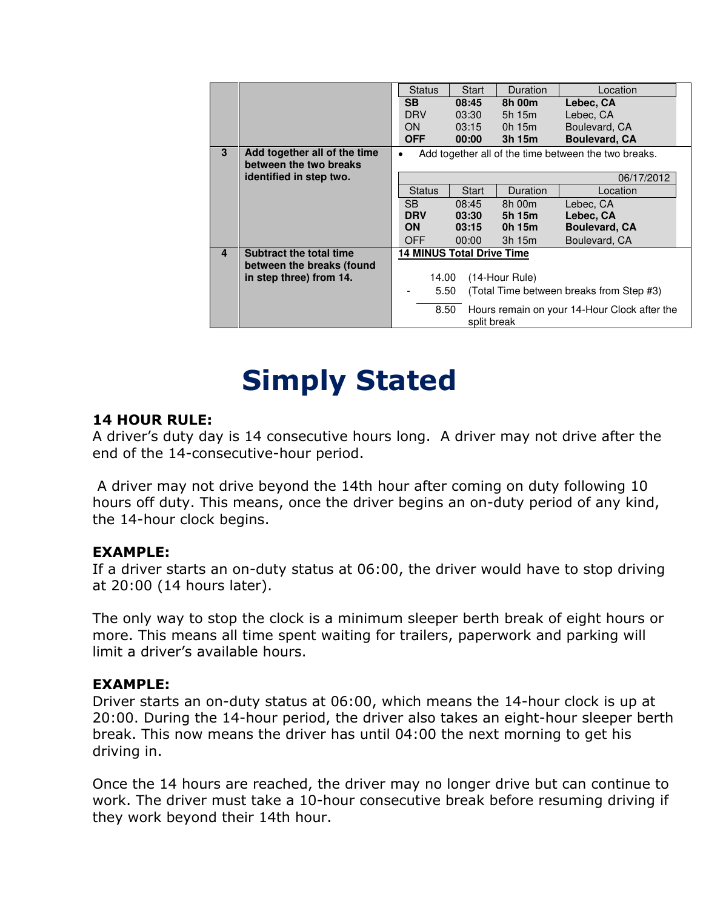| | | | | | |
|---|---|---|---|---|---|
| | | **Status** | **Start** | **Duration** | **Location** |
| | | **SB** | **08:45** | **8h 00m** | **Lebec, CA** |
| | | DRV | 03:30 | 5h 15m | Lebec, CA |
| | | ON | 03:15 | 0h 15m | Boulevard, CA |
| | | **OFF** | **00:00** | **3h 15m** | **Boulevard, CA** |
| **3** | **Add together all of the time between the two breaks identified in step two.** | • Add together all of the time between the two breaks. | | | 06/17/2012 |
| | | Status | Start | Duration | Location |
| | | SB | 08:45 | 8h 00m | Lebec, CA |
| | | **DRV** | **03:30** | **5h 15m** | **Lebec, CA** |
| | | **ON** | **03:15** | **0h 15m** | **Boulevard, CA** |
| | | OFF | 00:00 | 3h 15m | Boulevard, CA |
| **4** | **Subtract the total time between the breaks (found in step three) from 14.** | **14 MINUS Total Drive Time** | | | |
| | | 14.00 | (14-Hour Rule) | | |
| | | - 5.50 | (Total Time between breaks from Step #3) | | |
| | | 8.50 | Hours remain on your 14-Hour Clock after the split break | | |

# Simply Stated

**14 HOUR RULE:**
A driver's duty day is 14 consecutive hours long. A driver may not drive after the end of the 14-consecutive-hour period.

A driver may not drive beyond the 14th hour after coming on duty following 10 hours off duty. This means, once the driver begins an on-duty period of any kind, the 14-hour clock begins.

**EXAMPLE:**
If a driver starts an on-duty status at 06:00, the driver would have to stop driving at 20:00 (14 hours later).

The only way to stop the clock is a minimum sleeper berth break of eight hours or more. This means all time spent waiting for trailers, paperwork and parking will limit a driver's available hours.

**EXAMPLE:**
Driver starts an on-duty status at 06:00, which means the 14-hour clock is up at 20:00. During the 14-hour period, the driver also takes an eight-hour sleeper berth break. This now means the driver has until 04:00 the next morning to get his driving in.

Once the 14 hours are reached, the driver may no longer drive but can continue to work. The driver must take a 10-hour consecutive break before resuming driving if they work beyond their 14th hour.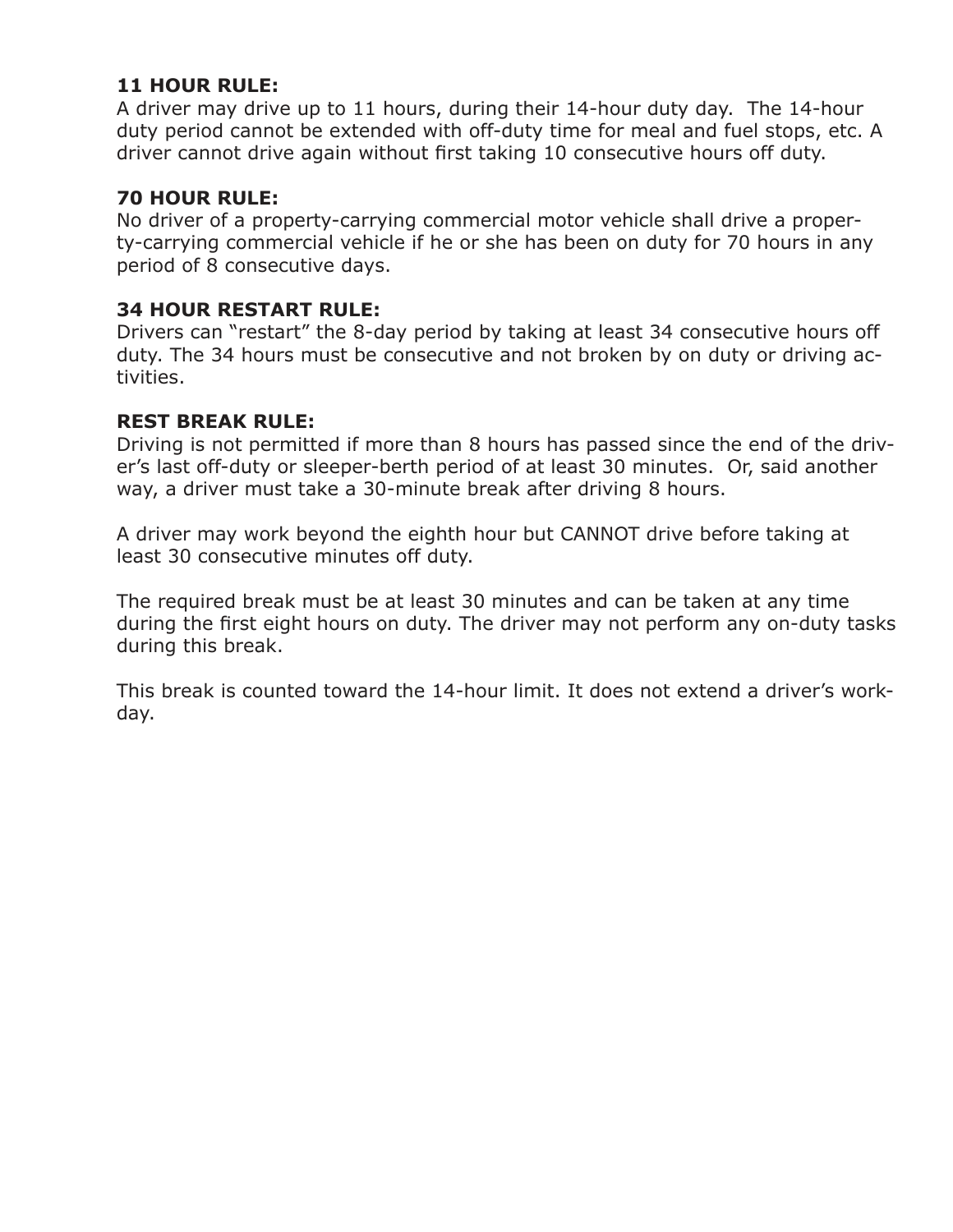**11 HOUR RULE:**
A driver may drive up to 11 hours, during their 14-hour duty day. The 14-hour duty period cannot be extended with off-duty time for meal and fuel stops, etc. A driver cannot drive again without first taking 10 consecutive hours off duty.

**70 HOUR RULE:**
No driver of a property-carrying commercial motor vehicle shall drive a property-carrying commercial vehicle if he or she has been on duty for 70 hours in any period of 8 consecutive days.

**34 HOUR RESTART RULE:**
Drivers can "restart" the 8-day period by taking at least 34 consecutive hours off duty. The 34 hours must be consecutive and not broken by on duty or driving activities.

**REST BREAK RULE:**
Driving is not permitted if more than 8 hours has passed since the end of the driver's last off-duty or sleeper-berth period of at least 30 minutes. Or, said another way, a driver must take a 30-minute break after driving 8 hours.

A driver may work beyond the eighth hour but CANNOT drive before taking at least 30 consecutive minutes off duty.

The required break must be at least 30 minutes and can be taken at any time during the first eight hours on duty. The driver may not perform any on-duty tasks during this break.

This break is counted toward the 14-hour limit. It does not extend a driver's workday.